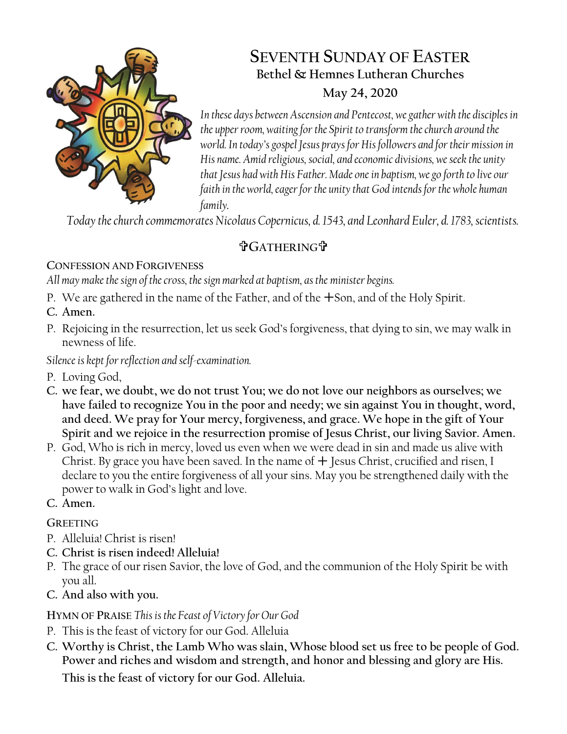# Seventh Sunday of Easter

**Bethel & Hemnes Lutheran Churches**

**May 24, 2020**

*In these days between Ascension and Pentecost, we gather with the disciples in the upper room, waiting for the Spirit to transform the church around the world. In today's gospel Jesus prays for His followers and for their mission in His name. Amid religious, social, and economic divisions, we seek the unity that Jesus had with His Father. Made one in baptism, we go forth to live our faith in the world, eager for the unity that God intends for the whole human family.*

*Today the church commemorates Nicolaus Copernicus, d. 1543, and Leonhard Euler, d. 1783, scientists.*

## ✞Gathering✞

### Confession and Forgiveness

*All may make the sign of the cross, the sign marked at baptism, as the minister begins.*

P. We are gathered in the name of the Father, and of the ☩Son, and of the Holy Spirit.

**C. Amen.**

P. Rejoicing in the resurrection, let us seek God's forgiveness, that dying to sin, we may walk in newness of life.

*Silence is kept for reflection and self-examination.*

P. Loving God,

**C. we fear, we doubt, we do not trust You; we do not love our neighbors as ourselves; we have failed to recognize You in the poor and needy; we sin against You in thought, word, and deed. We pray for Your mercy, forgiveness, and grace. We hope in the gift of Your Spirit and we rejoice in the resurrection promise of Jesus Christ, our living Savior. Amen.**

P. God, Who is rich in mercy, loved us even when we were dead in sin and made us alive with Christ. By grace you have been saved. In the name of ☩ Jesus Christ, crucified and risen, I declare to you the entire forgiveness of all your sins. May you be strengthened daily with the power to walk in God's light and love.

**C. Amen.**

### Greeting

P. Alleluia! Christ is risen!

**C. Christ is risen indeed! Alleluia!**

P. The grace of our risen Savior, the love of God, and the communion of the Holy Spirit be with you all.

**C. And also with you.**

### Hymn of Praise *This is the Feast of Victory for Our God*

P. This is the feast of victory for our God. Alleluia

**C. Worthy is Christ, the Lamb Who was slain, Whose blood set us free to be people of God. Power and riches and wisdom and strength, and honor and blessing and glory are His. This is the feast of victory for our God. Alleluia.**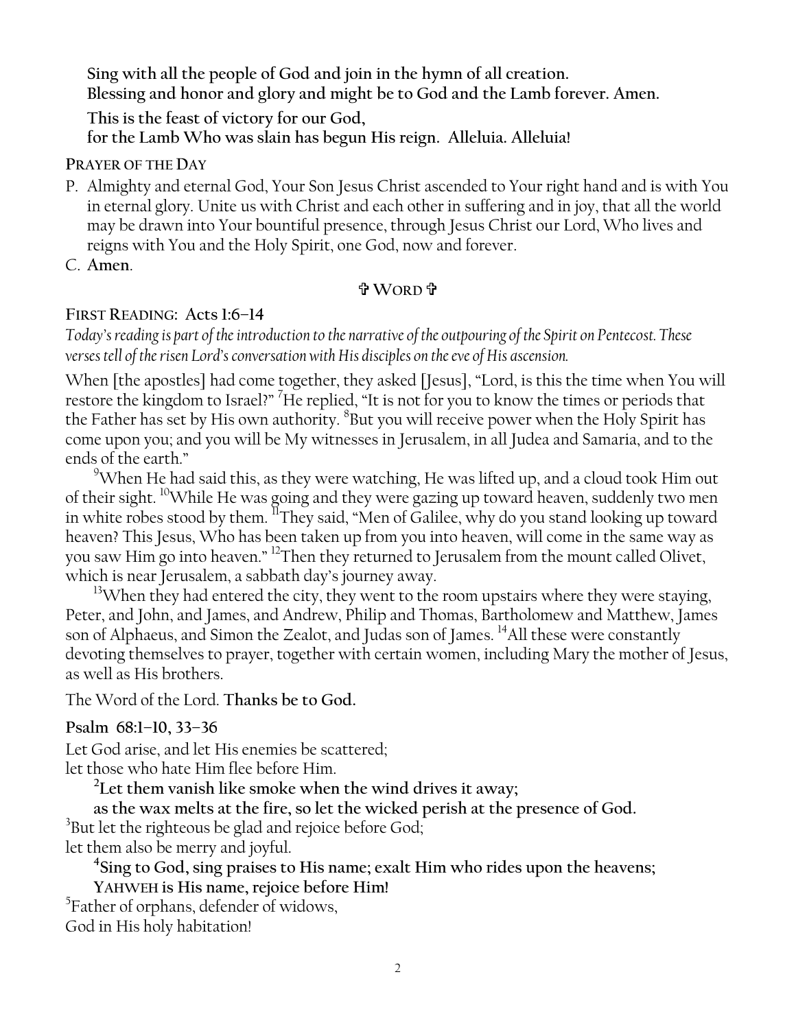**Sing with all the people of God and join in the hymn of all creation.**
**Blessing and honor and glory and might be to God and the Lamb forever. Amen.**

**This is the feast of victory for our God,**
**for the Lamb Who was slain has begun His reign. Alleluia. Alleluia!**

PRAYER OF THE DAY

P. Almighty and eternal God, Your Son Jesus Christ ascended to Your right hand and is with You in eternal glory. Unite us with Christ and each other in suffering and in joy, that all the world may be drawn into Your bountiful presence, through Jesus Christ our Lord, Who lives and reigns with You and the Holy Spirit, one God, now and forever.

C. **Amen**.

## ✞ WORD ✞

FIRST READING: **Acts 1:6–14**

*Today's reading is part of the introduction to the narrative of the outpouring of the Spirit on Pentecost. These verses tell of the risen Lord's conversation with His disciples on the eve of His ascension.*

When [the apostles] had come together, they asked [Jesus], "Lord, is this the time when You will restore the kingdom to Israel?" [7]He replied, "It is not for you to know the times or periods that the Father has set by His own authority. [8]But you will receive power when the Holy Spirit has come upon you; and you will be My witnesses in Jerusalem, in all Judea and Samaria, and to the ends of the earth."

[9]When He had said this, as they were watching, He was lifted up, and a cloud took Him out of their sight. [10]While He was going and they were gazing up toward heaven, suddenly two men in white robes stood by them. [11]They said, "Men of Galilee, why do you stand looking up toward heaven? This Jesus, Who has been taken up from you into heaven, will come in the same way as you saw Him go into heaven." [12]Then they returned to Jerusalem from the mount called Olivet, which is near Jerusalem, a sabbath day's journey away.

[13]When they had entered the city, they went to the room upstairs where they were staying, Peter, and John, and James, and Andrew, Philip and Thomas, Bartholomew and Matthew, James son of Alphaeus, and Simon the Zealot, and Judas son of James. [14]All these were constantly devoting themselves to prayer, together with certain women, including Mary the mother of Jesus, as well as His brothers.

The Word of the Lord. **Thanks be to God.**

**Psalm 68:1–10, 33–36**

Let God arise, and let His enemies be scattered;
let those who hate Him flee before Him.

**[2]Let them vanish like smoke when the wind drives it away;**
**as the wax melts at the fire, so let the wicked perish at the presence of God.**

[3]But let the righteous be glad and rejoice before God;
let them also be merry and joyful.

**[4]Sing to God, sing praises to His name; exalt Him who rides upon the heavens;**
**YAHWEH is His name, rejoice before Him!**

[5]Father of orphans, defender of widows,
God in His holy habitation!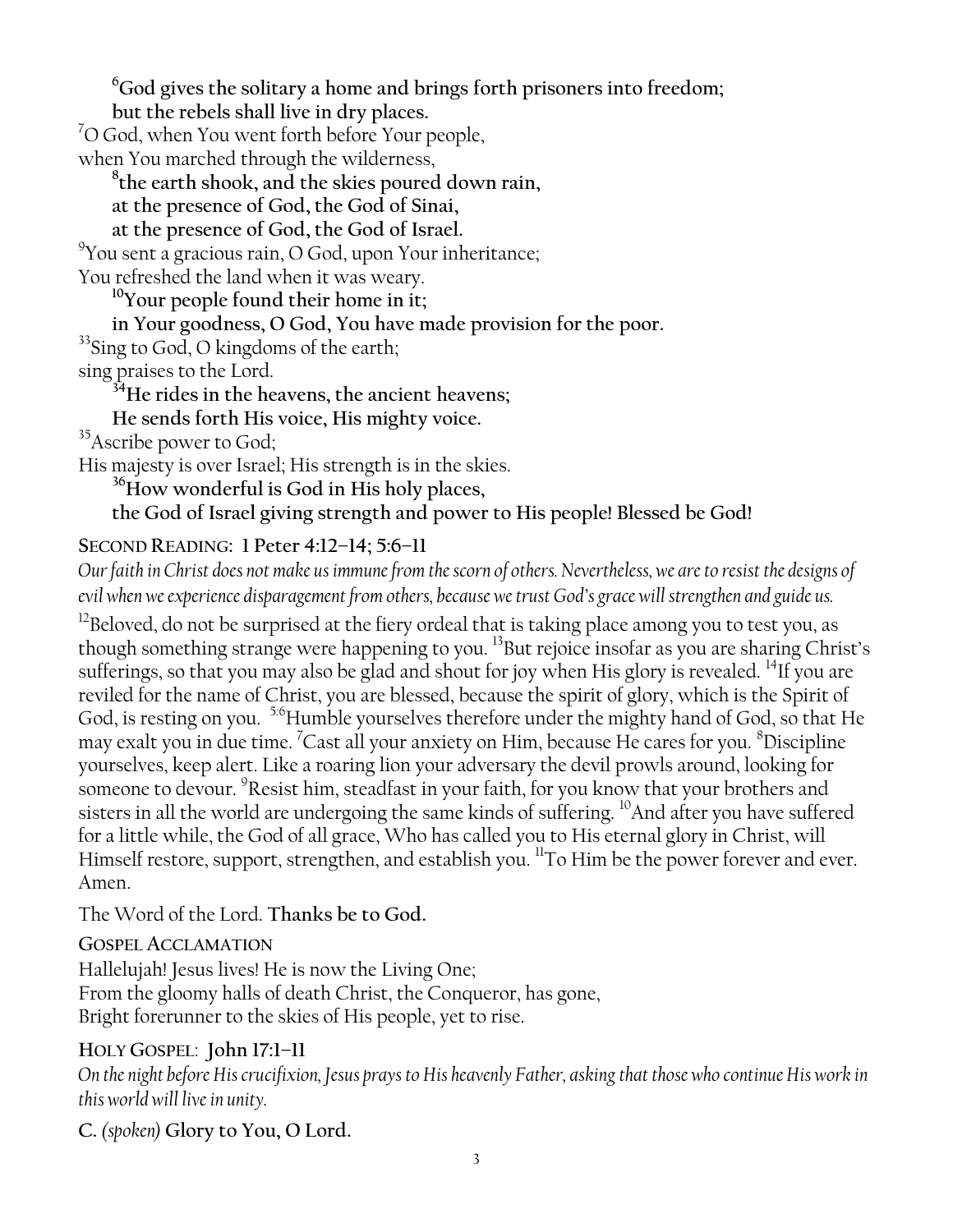**[6]God gives the solitary a home and brings forth prisoners into freedom;**
**but the rebels shall live in dry places.**

[7]O God, when You went forth before Your people,
when You marched through the wilderness,

**[8]the earth shook, and the skies poured down rain,**
**at the presence of God, the God of Sinai,**
**at the presence of God, the God of Israel.**

[9]You sent a gracious rain, O God, upon Your inheritance;
You refreshed the land when it was weary.

**[10]Your people found their home in it;**
**in Your goodness, O God, You have made provision for the poor.**

[33]Sing to God, O kingdoms of the earth;
sing praises to the Lord.

**[34]He rides in the heavens, the ancient heavens;**
**He sends forth His voice, His mighty voice.**

[35]Ascribe power to God;
His majesty is over Israel; His strength is in the skies.

**[36]How wonderful is God in His holy places,**
**the God of Israel giving strength and power to His people! Blessed be God!**

## SECOND READING: 1 Peter 4:12–14; 5:6–11

*Our faith in Christ does not make us immune from the scorn of others. Nevertheless, we are to resist the designs of evil when we experience disparagement from others, because we trust God's grace will strengthen and guide us.*

[12]Beloved, do not be surprised at the fiery ordeal that is taking place among you to test you, as though something strange were happening to you. [13]But rejoice insofar as you are sharing Christ's sufferings, so that you may also be glad and shout for joy when His glory is revealed. [14]If you are reviled for the name of Christ, you are blessed, because the spirit of glory, which is the Spirit of God, is resting on you. [5:6]Humble yourselves therefore under the mighty hand of God, so that He may exalt you in due time. [7]Cast all your anxiety on Him, because He cares for you. [8]Discipline yourselves, keep alert. Like a roaring lion your adversary the devil prowls around, looking for someone to devour. [9]Resist him, steadfast in your faith, for you know that your brothers and sisters in all the world are undergoing the same kinds of suffering. [10]And after you have suffered for a little while, the God of all grace, Who has called you to His eternal glory in Christ, will Himself restore, support, strengthen, and establish you. [11]To Him be the power forever and ever. Amen.

The Word of the Lord. **Thanks be to God.**

## GOSPEL ACCLAMATION

Hallelujah! Jesus lives! He is now the Living One;
From the gloomy halls of death Christ, the Conqueror, has gone,
Bright forerunner to the skies of His people, yet to rise.

## HOLY GOSPEL: John 17:1–11

*On the night before His crucifixion, Jesus prays to His heavenly Father, asking that those who continue His work in this world will live in unity.*

**C.** *(spoken)* **Glory to You, O Lord.**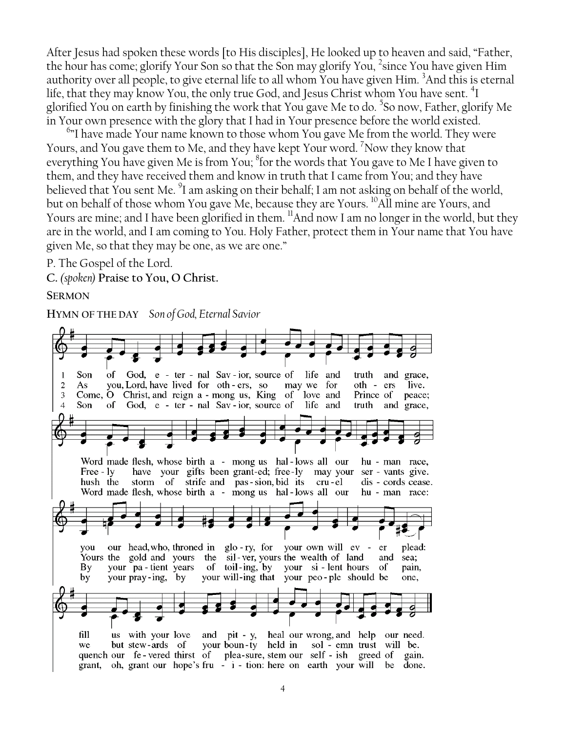After Jesus had spoken these words [to His disciples], He looked up to heaven and said, "Father, the hour has come; glorify Your Son so that the Son may glorify You, [2]since You have given Him authority over all people, to give eternal life to all whom You have given Him. [3]And this is eternal life, that they may know You, the only true God, and Jesus Christ whom You have sent. [4]I glorified You on earth by finishing the work that You gave Me to do. [5]So now, Father, glorify Me in Your own presence with the glory that I had in Your presence before the world existed.

[6]"I have made Your name known to those whom You gave Me from the world. They were Yours, and You gave them to Me, and they have kept Your word. [7]Now they know that everything You have given Me is from You; [8]for the words that You gave to Me I have given to them, and they have received them and know in truth that I came from You; and they have believed that You sent Me. [9]I am asking on their behalf; I am not asking on behalf of the world, but on behalf of those whom You gave Me, because they are Yours. [10]All mine are Yours, and Yours are mine; and I have been glorified in them. [11]And now I am no longer in the world, but they are in the world, and I am coming to You. Holy Father, protect them in Your name that You have given Me, so that they may be one, as we are one."

P. The Gospel of the Lord.

**C.** *(spoken)* **Praise to You, O Christ.**

**SERMON**

**HYMN OF THE DAY** *Son of God, Eternal Savior*

1 Son of God, eternal Savior, source of life and truth and grace, Word made flesh, whose birth among us hallows all our human race, you our head, who, throned in glory, for your own will ever plead: fill us with your love and pity, heal our wrong, and help our need.

2 As you, Lord, have lived for others, so may we for others live. Freely have your gifts been granted; freely may your servants give. Yours the gold and yours the silver, yours the wealth of land and sea; we but stewards of your bounty held in solemn trust will be.

3 Come, O Christ, and reign among us, King of love and Prince of peace; hush the storm of strife and passion, bid its cruel discords cease. By your patient years of toiling, by your silent hours of pain, quench our fevered thirst of pleasure, stem our selfish greed of gain.

4 Son of God, eternal Savior, source of life and truth and grace, Word made flesh, whose birth among us hallows all our human race: by your praying, by your willing that your people should be one, grant, oh, grant our hope's fruition: here on earth your will be done.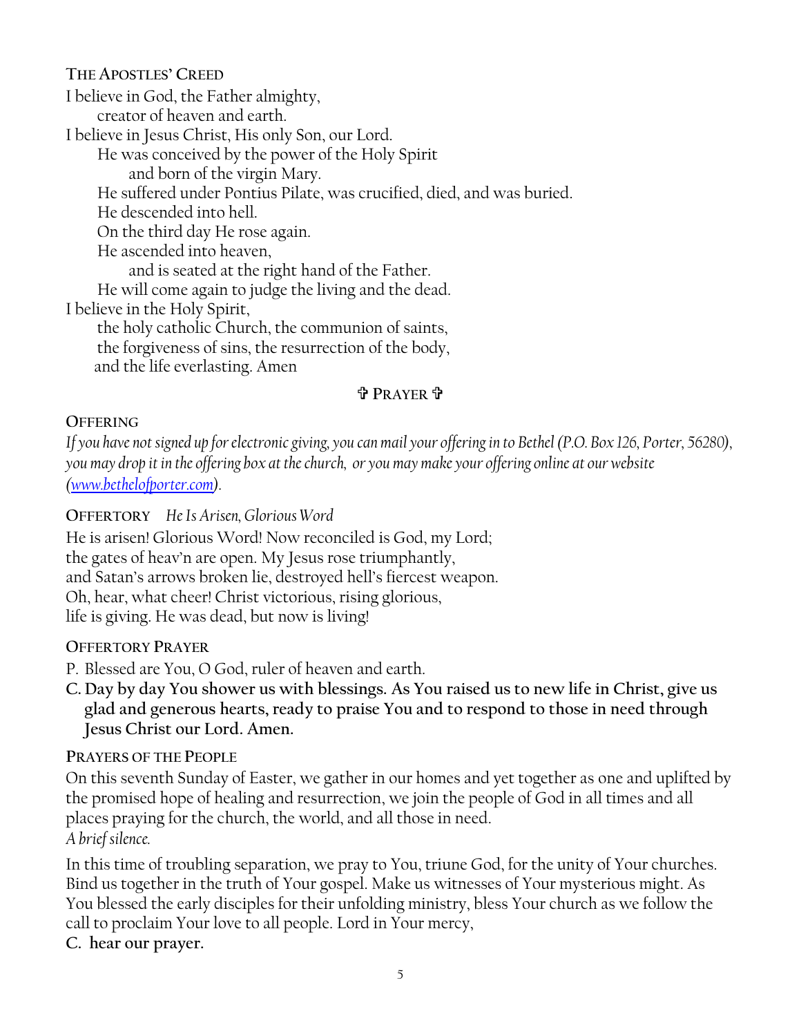### The Apostles' Creed

I believe in God, the Father almighty,
  creator of heaven and earth.
I believe in Jesus Christ, His only Son, our Lord.
  He was conceived by the power of the Holy Spirit
    and born of the virgin Mary.
  He suffered under Pontius Pilate, was crucified, died, and was buried.
  He descended into hell.
  On the third day He rose again.
  He ascended into heaven,
    and is seated at the right hand of the Father.
  He will come again to judge the living and the dead.
I believe in the Holy Spirit,
  the holy catholic Church, the communion of saints,
  the forgiveness of sins, the resurrection of the body,
  and the life everlasting. Amen

### ✞ Prayer ✞

### Offering

*If you have not signed up for electronic giving, you can mail your offering in to Bethel (P.O. Box 126, Porter, 56280), you may drop it in the offering box at the church, or you may make your offering online at our website ([www.bethelofporter.com](www.bethelofporter.com)).*

### Offertory *He Is Arisen, Glorious Word*

He is arisen! Glorious Word! Now reconciled is God, my Lord;
the gates of heav'n are open. My Jesus rose triumphantly,
and Satan's arrows broken lie, destroyed hell's fiercest weapon.
Oh, hear, what cheer! Christ victorious, rising glorious,
life is giving. He was dead, but now is living!

### Offertory Prayer

P. Blessed are You, O God, ruler of heaven and earth.

**C. Day by day You shower us with blessings. As You raised us to new life in Christ, give us glad and generous hearts, ready to praise You and to respond to those in need through Jesus Christ our Lord. Amen.**

### Prayers of the People

On this seventh Sunday of Easter, we gather in our homes and yet together as one and uplifted by the promised hope of healing and resurrection, we join the people of God in all times and all places praying for the church, the world, and all those in need.
*A brief silence.*

In this time of troubling separation, we pray to You, triune God, for the unity of Your churches. Bind us together in the truth of Your gospel. Make us witnesses of Your mysterious might. As You blessed the early disciples for their unfolding ministry, bless Your church as we follow the call to proclaim Your love to all people. Lord in Your mercy,

**C. hear our prayer.**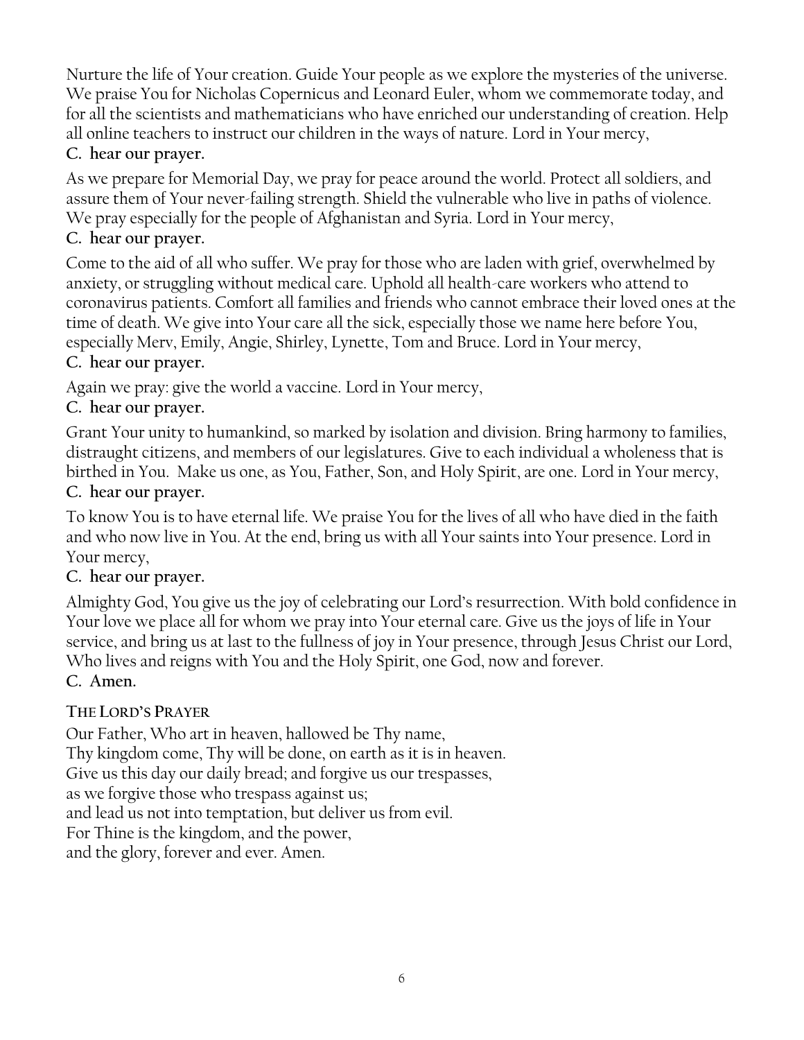Nurture the life of Your creation. Guide Your people as we explore the mysteries of the universe. We praise You for Nicholas Copernicus and Leonard Euler, whom we commemorate today, and for all the scientists and mathematicians who have enriched our understanding of creation. Help all online teachers to instruct our children in the ways of nature. Lord in Your mercy,

**C. hear our prayer.**

As we prepare for Memorial Day, we pray for peace around the world. Protect all soldiers, and assure them of Your never-failing strength. Shield the vulnerable who live in paths of violence. We pray especially for the people of Afghanistan and Syria. Lord in Your mercy,

**C. hear our prayer.**

Come to the aid of all who suffer. We pray for those who are laden with grief, overwhelmed by anxiety, or struggling without medical care. Uphold all health-care workers who attend to coronavirus patients. Comfort all families and friends who cannot embrace their loved ones at the time of death. We give into Your care all the sick, especially those we name here before You, especially Merv, Emily, Angie, Shirley, Lynette, Tom and Bruce. Lord in Your mercy,

**C. hear our prayer.**

Again we pray: give the world a vaccine. Lord in Your mercy,

**C. hear our prayer.**

Grant Your unity to humankind, so marked by isolation and division. Bring harmony to families, distraught citizens, and members of our legislatures. Give to each individual a wholeness that is birthed in You. Make us one, as You, Father, Son, and Holy Spirit, are one. Lord in Your mercy,

**C. hear our prayer.**

To know You is to have eternal life. We praise You for the lives of all who have died in the faith and who now live in You. At the end, bring us with all Your saints into Your presence. Lord in Your mercy,

**C. hear our prayer.**

Almighty God, You give us the joy of celebrating our Lord's resurrection. With bold confidence in Your love we place all for whom we pray into Your eternal care. Give us the joys of life in Your service, and bring us at last to the fullness of joy in Your presence, through Jesus Christ our Lord, Who lives and reigns with You and the Holy Spirit, one God, now and forever.

**C. Amen.**

## THE LORD'S PRAYER

Our Father, Who art in heaven, hallowed be Thy name,
Thy kingdom come, Thy will be done, on earth as it is in heaven.
Give us this day our daily bread; and forgive us our trespasses,
as we forgive those who trespass against us;
and lead us not into temptation, but deliver us from evil.
For Thine is the kingdom, and the power,
and the glory, forever and ever. Amen.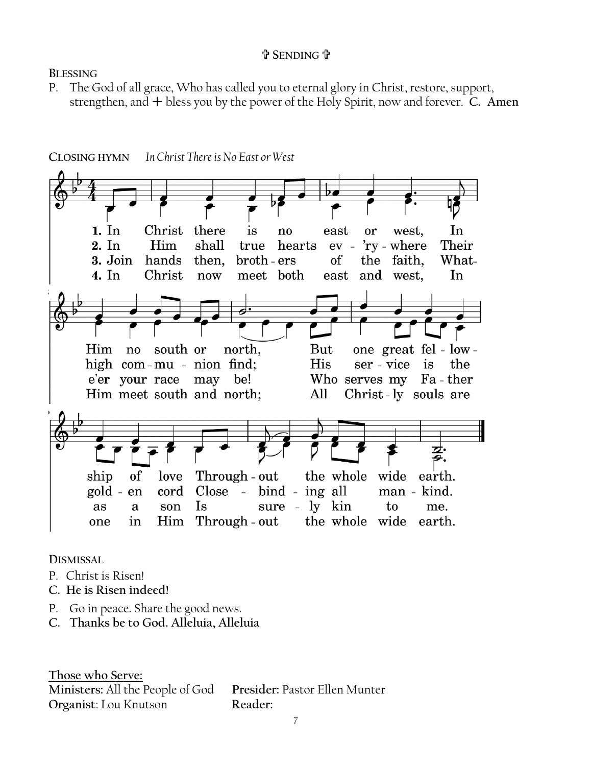### ✞ SENDING ✞

**BLESSING**

P. The God of all grace, Who has called you to eternal glory in Christ, restore, support, strengthen, and + bless you by the power of the Holy Spirit, now and forever. **C. Amen**

**CLOSING HYMN** *In Christ There is No East or West*

1. In Christ there is no east or west, In Him no south or north, But one great fel - low - ship of love Through - out the whole wide earth.
2. In Him shall true hearts ev - 'ry - where Their high com - mu - nion find; His ser - vice is the gold - en cord Close - bind - ing all man - kind.
3. Join hands then, broth - ers of the faith, What-e'er your race may be! Who serves my Fa - ther as a son Is sure - ly kin to me.
4. In Christ now meet both east and west, In Him meet south and north; All Christ - ly souls are one in Him Through - out the whole wide earth.

**DISMISSAL**

P. Christ is Risen!

**C. He is Risen indeed!**

P. Go in peace. Share the good news.

**C. Thanks be to God. Alleluia, Alleluia**

**Those who Serve:**

**Ministers:** All the People of God

**Organist**: Lou Knutson

**Presider:** Pastor Ellen Munter

**Reader:**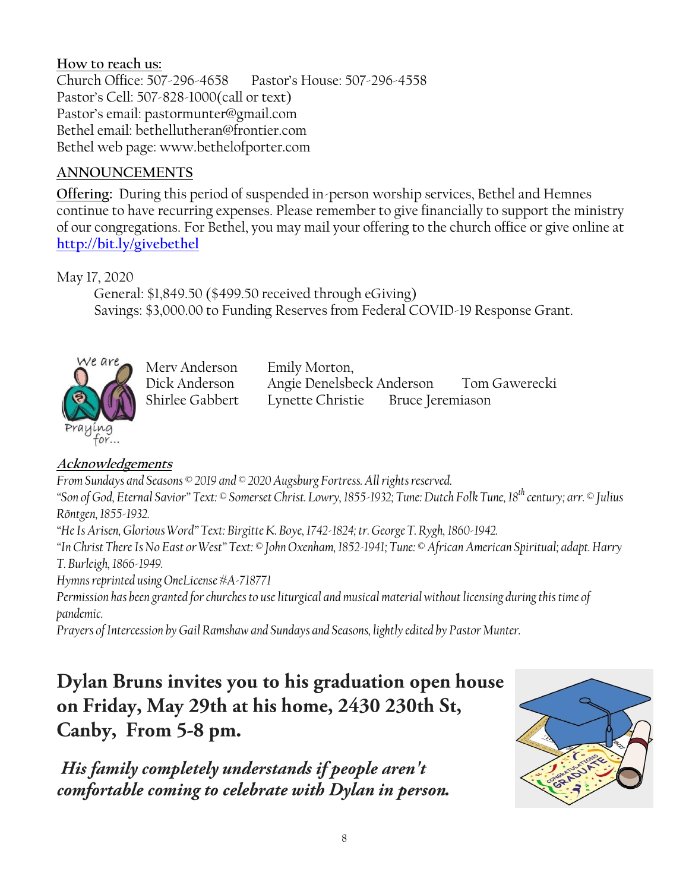**How to reach us:**

Church Office: 507-296-4658 Pastor's House: 507-296-4558
Pastor's Cell: 507-828-1000(call or text)
Pastor's email: pastormunter@gmail.com
Bethel email: bethellutheran@frontier.com
Bethel web page: www.bethelofporter.com

## ANNOUNCEMENTS

**Offering:** During this period of suspended in-person worship services, Bethel and Hemnes continue to have recurring expenses. Please remember to give financially to support the ministry of our congregations. For Bethel, you may mail your offering to the church office or give online at http://bit.ly/givebethel

May 17, 2020

General: $1,849.50 ($499.50 received through eGiving)
Savings: $3,000.00 to Funding Reserves from Federal COVID-19 Response Grant.

We are Praying for...

Merv Anderson
Dick Anderson
Shirlee Gabbert
Emily Morton,
Angie Denelsbeck Anderson
Tom Gawerecki
Lynette Christie
Bruce Jeremiason

***Acknowledgements***

*From Sundays and Seasons © 2019 and © 2020 Augsburg Fortress. All rights reserved.*
*"Son of God, Eternal Savior" Text: © Somerset Christ. Lowry, 1855-1932; Tune: Dutch Folk Tune, 18th century; arr. © Julius Röntgen, 1855-1932.*
*"He Is Arisen, Glorious Word" Text: Birgitte K. Boye, 1742-1824; tr. George T. Rygh, 1860-1942.*
*"In Christ There Is No East or West" Text: © John Oxenham, 1852-1941; Tune: © African American Spiritual; adapt. Harry T. Burleigh, 1866-1949.*
*Hymns reprinted using OneLicense #A-718771*
*Permission has been granted for churches to use liturgical and musical material without licensing during this time of pandemic.*
*Prayers of Intercession by Gail Ramshaw and Sundays and Seasons, lightly edited by Pastor Munter.*

**Dylan Bruns invites you to his graduation open house on Friday, May 29th at his home, 2430 230th St, Canby, From 5-8 pm.**

***His family completely understands if people aren't comfortable coming to celebrate with Dylan in person.***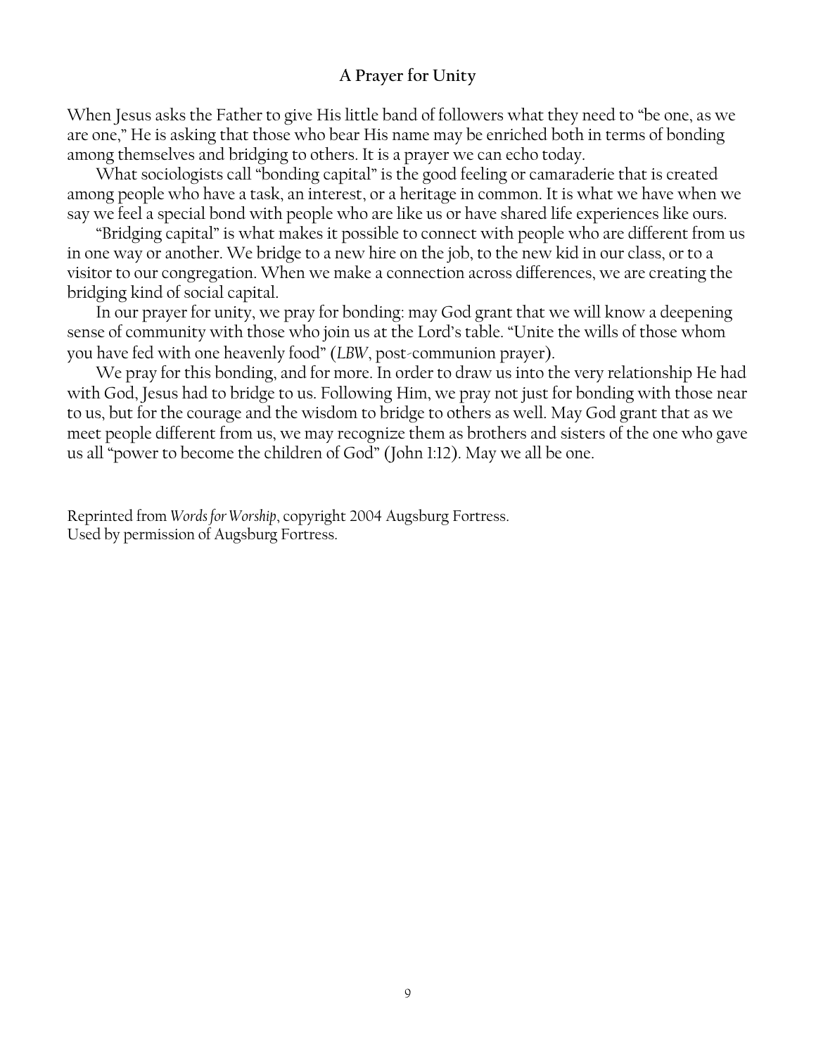## A Prayer for Unity

When Jesus asks the Father to give His little band of followers what they need to "be one, as we are one," He is asking that those who bear His name may be enriched both in terms of bonding among themselves and bridging to others. It is a prayer we can echo today.

What sociologists call "bonding capital" is the good feeling or camaraderie that is created among people who have a task, an interest, or a heritage in common. It is what we have when we say we feel a special bond with people who are like us or have shared life experiences like ours.

"Bridging capital" is what makes it possible to connect with people who are different from us in one way or another. We bridge to a new hire on the job, to the new kid in our class, or to a visitor to our congregation. When we make a connection across differences, we are creating the bridging kind of social capital.

In our prayer for unity, we pray for bonding: may God grant that we will know a deepening sense of community with those who join us at the Lord's table. "Unite the wills of those whom you have fed with one heavenly food" (*LBW*, post-communion prayer).

We pray for this bonding, and for more. In order to draw us into the very relationship He had with God, Jesus had to bridge to us. Following Him, we pray not just for bonding with those near to us, but for the courage and the wisdom to bridge to others as well. May God grant that as we meet people different from us, we may recognize them as brothers and sisters of the one who gave us all "power to become the children of God" (John 1:12). May we all be one.

Reprinted from *Words for Worship*, copyright 2004 Augsburg Fortress.
Used by permission of Augsburg Fortress.